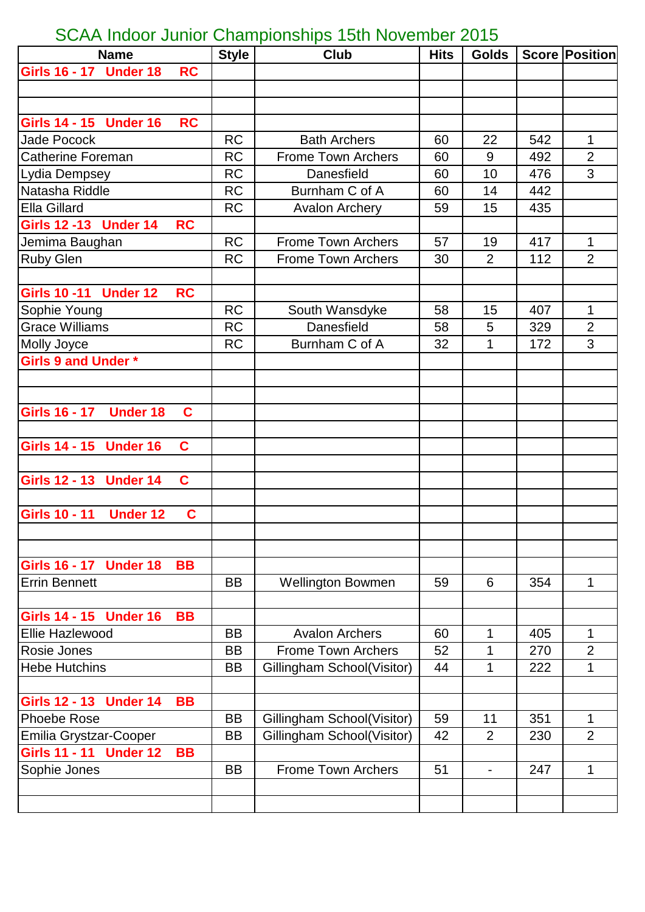# SCAA Indoor Junior Championships 15th November 2015

| Name | Style | Club | Hits | Golds | Score | Position |
|---|---|---|---|---|---|---|
| **Girls 16 - 17 Under 18 RC** | | | | | | |
| | | | | | | |
| | | | | | | |
| **Girls 14 - 15 Under 16 RC** | | | | | | |
| Jade Pocock | RC | Bath Archers | 60 | 22 | 542 | 1 |
| Catherine Foreman | RC | Frome Town Archers | 60 | 9 | 492 | 2 |
| Lydia Dempsey | RC | Danesfield | 60 | 10 | 476 | 3 |
| Natasha Riddle | RC | Burnham C of A | 60 | 14 | 442 | |
| Ella Gillard | RC | Avalon Archery | 59 | 15 | 435 | |
| **Girls 12 -13 Under 14 RC** | | | | | | |
| Jemima Baughan | RC | Frome Town Archers | 57 | 19 | 417 | 1 |
| Ruby Glen | RC | Frome Town Archers | 30 | 2 | 112 | 2 |
| | | | | | | |
| **Girls 10 -11 Under 12 RC** | | | | | | |
| Sophie Young | RC | South Wansdyke | 58 | 15 | 407 | 1 |
| Grace Williams | RC | Danesfield | 58 | 5 | 329 | 2 |
| Molly Joyce | RC | Burnham C of A | 32 | 1 | 172 | 3 |
| **Girls 9 and Under *** | | | | | | |
| | | | | | | |
| | | | | | | |
| **Girls 16 - 17 Under 18 C** | | | | | | |
| | | | | | | |
| **Girls 14 - 15 Under 16 C** | | | | | | |
| | | | | | | |
| **Girls 12 - 13 Under 14 C** | | | | | | |
| | | | | | | |
| **Girls 10 - 11 Under 12 C** | | | | | | |
| | | | | | | |
| | | | | | | |
| **Girls 16 - 17 Under 18 BB** | | | | | | |
| Errin Bennett | BB | Wellington Bowmen | 59 | 6 | 354 | 1 |
| | | | | | | |
| **Girls 14 - 15 Under 16 BB** | | | | | | |
| Ellie Hazlewood | BB | Avalon Archers | 60 | 1 | 405 | 1 |
| Rosie Jones | BB | Frome Town Archers | 52 | 1 | 270 | 2 |
| Hebe Hutchins | BB | Gillingham School(Visitor) | 44 | 1 | 222 | 1 |
| | | | | | | |
| **Girls 12 - 13 Under 14 BB** | | | | | | |
| Phoebe Rose | BB | Gillingham School(Visitor) | 59 | 11 | 351 | 1 |
| Emilia Grystzar-Cooper | BB | Gillingham School(Visitor) | 42 | 2 | 230 | 2 |
| **Girls 11 - 11 Under 12 BB** | | | | | | |
| Sophie Jones | BB | Frome Town Archers | 51 | - | 247 | 1 |
| | | | | | | |
| | | | | | | |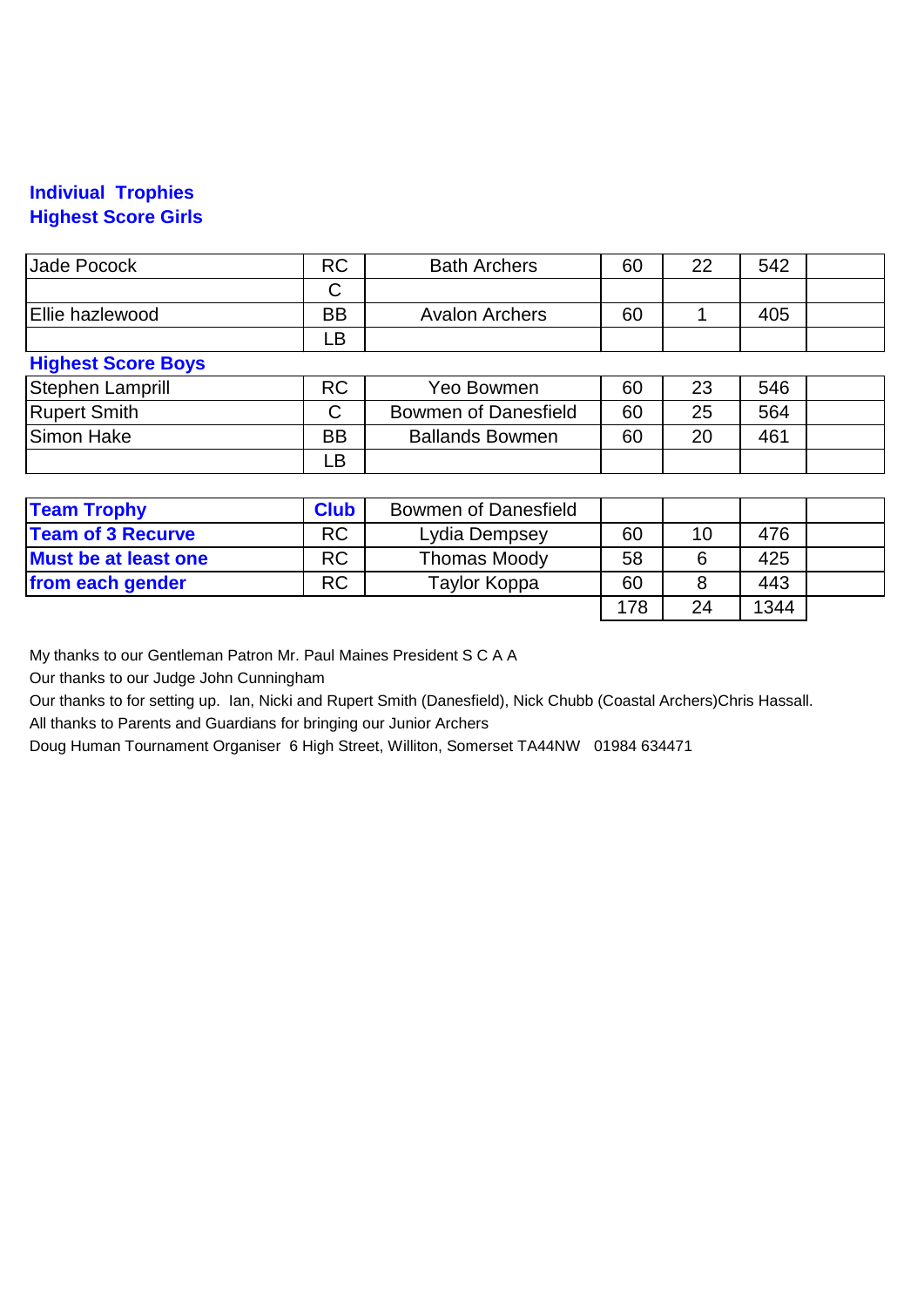**Indiviual Trophies**
**Highest Score Girls**

| | | | | | | |
|---|---|---|---|---|---|---|
| Jade Pocock | RC | Bath Archers | 60 | 22 | 542 | |
| | C | | | | | |
| Ellie hazlewood | BB | Avalon Archers | 60 | 1 | 405 | |
| | LB | | | | | |

**Highest Score Boys**

| | | | | | | |
|---|---|---|---|---|---|---|
| Stephen Lamprill | RC | Yeo Bowmen | 60 | 23 | 546 | |
| Rupert Smith | C | Bowmen of Danesfield | 60 | 25 | 564 | |
| Simon Hake | BB | Ballands Bowmen | 60 | 20 | 461 | |
| | LB | | | | | |

| | | | | | | |
|---|---|---|---|---|---|---|
| **Team Trophy** | **Club** | Bowmen of Danesfield | | | | |
| **Team of 3 Recurve** | RC | Lydia Dempsey | 60 | 10 | 476 | |
| **Must be at least one** | RC | Thomas Moody | 58 | 6 | 425 | |
| **from each gender** | RC | Taylor Koppa | 60 | 8 | 443 | |
| | | | 178 | 24 | 1344 | |

My thanks to our Gentleman Patron Mr. Paul Maines President S C A A

Our thanks to our Judge John Cunningham

Our thanks to for setting up. Ian, Nicki and Rupert Smith (Danesfield), Nick Chubb (Coastal Archers)Chris Hassall.

All thanks to Parents and Guardians for bringing our Junior Archers

Doug Human Tournament Organiser 6 High Street, Williton, Somerset TA44NW 01984 634471